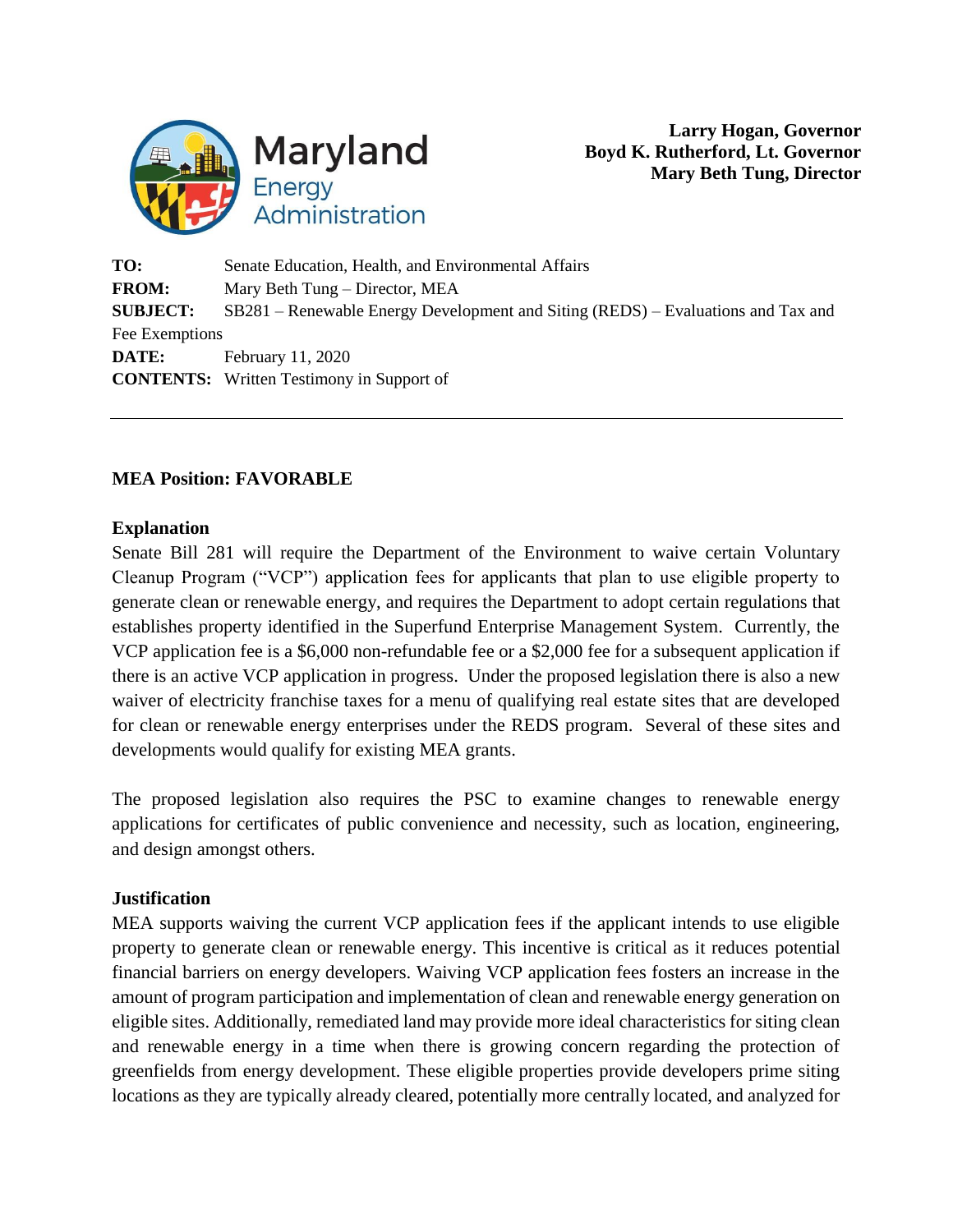Maryland Energy Administration

**Larry Hogan, Governor**
**Boyd K. Rutherford, Lt. Governor**
**Mary Beth Tung, Director**

**TO:** Senate Education, Health, and Environmental Affairs
**FROM:** Mary Beth Tung – Director, MEA
**SUBJECT:** SB281 – Renewable Energy Development and Siting (REDS) – Evaluations and Tax and Fee Exemptions
**DATE:** February 11, 2020
**CONTENTS:** Written Testimony in Support of

---

**MEA Position: FAVORABLE**

**Explanation**

Senate Bill 281 will require the Department of the Environment to waive certain Voluntary Cleanup Program ("VCP") application fees for applicants that plan to use eligible property to generate clean or renewable energy, and requires the Department to adopt certain regulations that establishes property identified in the Superfund Enterprise Management System. Currently, the VCP application fee is a $6,000 non-refundable fee or a $2,000 fee for a subsequent application if there is an active VCP application in progress. Under the proposed legislation there is also a new waiver of electricity franchise taxes for a menu of qualifying real estate sites that are developed for clean or renewable energy enterprises under the REDS program. Several of these sites and developments would qualify for existing MEA grants.

The proposed legislation also requires the PSC to examine changes to renewable energy applications for certificates of public convenience and necessity, such as location, engineering, and design amongst others.

**Justification**

MEA supports waiving the current VCP application fees if the applicant intends to use eligible property to generate clean or renewable energy. This incentive is critical as it reduces potential financial barriers on energy developers. Waiving VCP application fees fosters an increase in the amount of program participation and implementation of clean and renewable energy generation on eligible sites. Additionally, remediated land may provide more ideal characteristics for siting clean and renewable energy in a time when there is growing concern regarding the protection of greenfields from energy development. These eligible properties provide developers prime siting locations as they are typically already cleared, potentially more centrally located, and analyzed for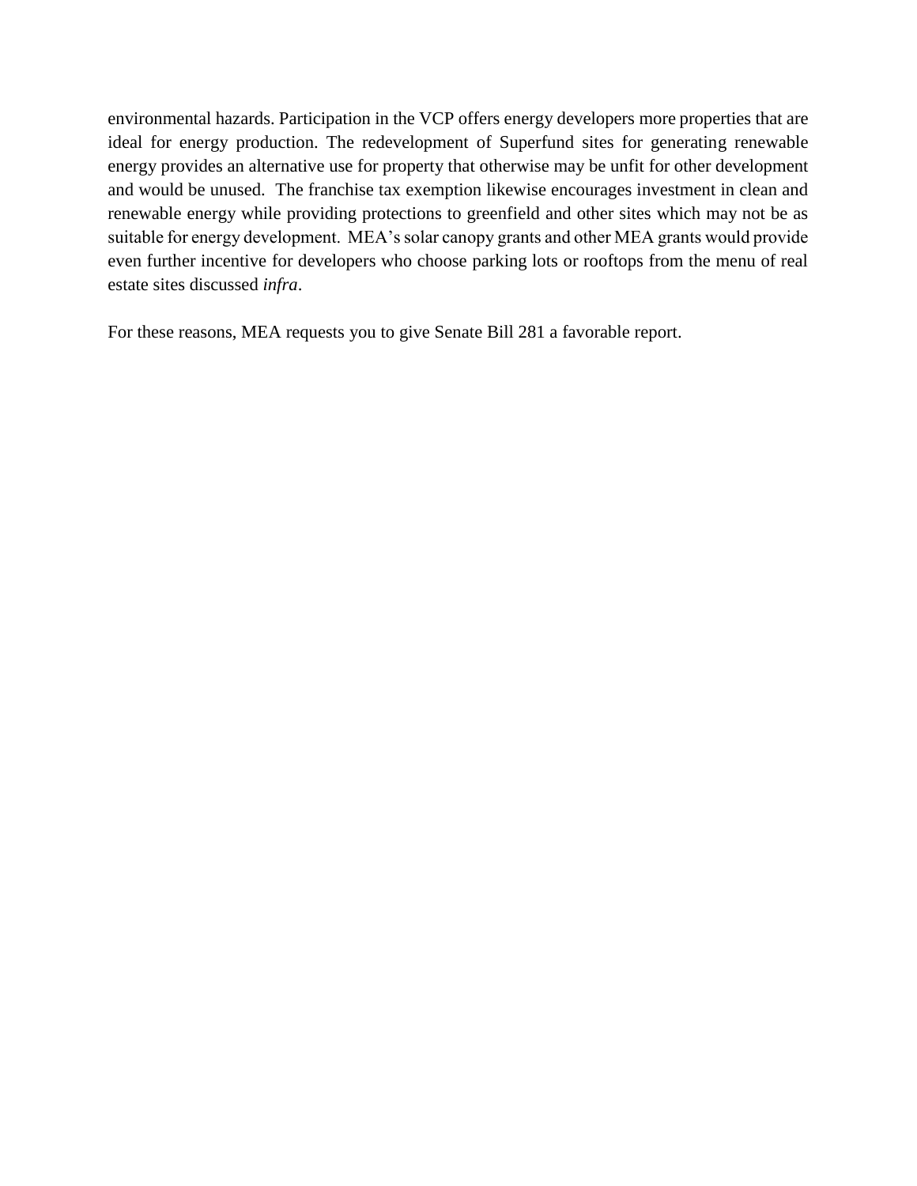environmental hazards. Participation in the VCP offers energy developers more properties that are ideal for energy production. The redevelopment of Superfund sites for generating renewable energy provides an alternative use for property that otherwise may be unfit for other development and would be unused. The franchise tax exemption likewise encourages investment in clean and renewable energy while providing protections to greenfield and other sites which may not be as suitable for energy development. MEA's solar canopy grants and other MEA grants would provide even further incentive for developers who choose parking lots or rooftops from the menu of real estate sites discussed *infra*.

For these reasons, MEA requests you to give Senate Bill 281 a favorable report.